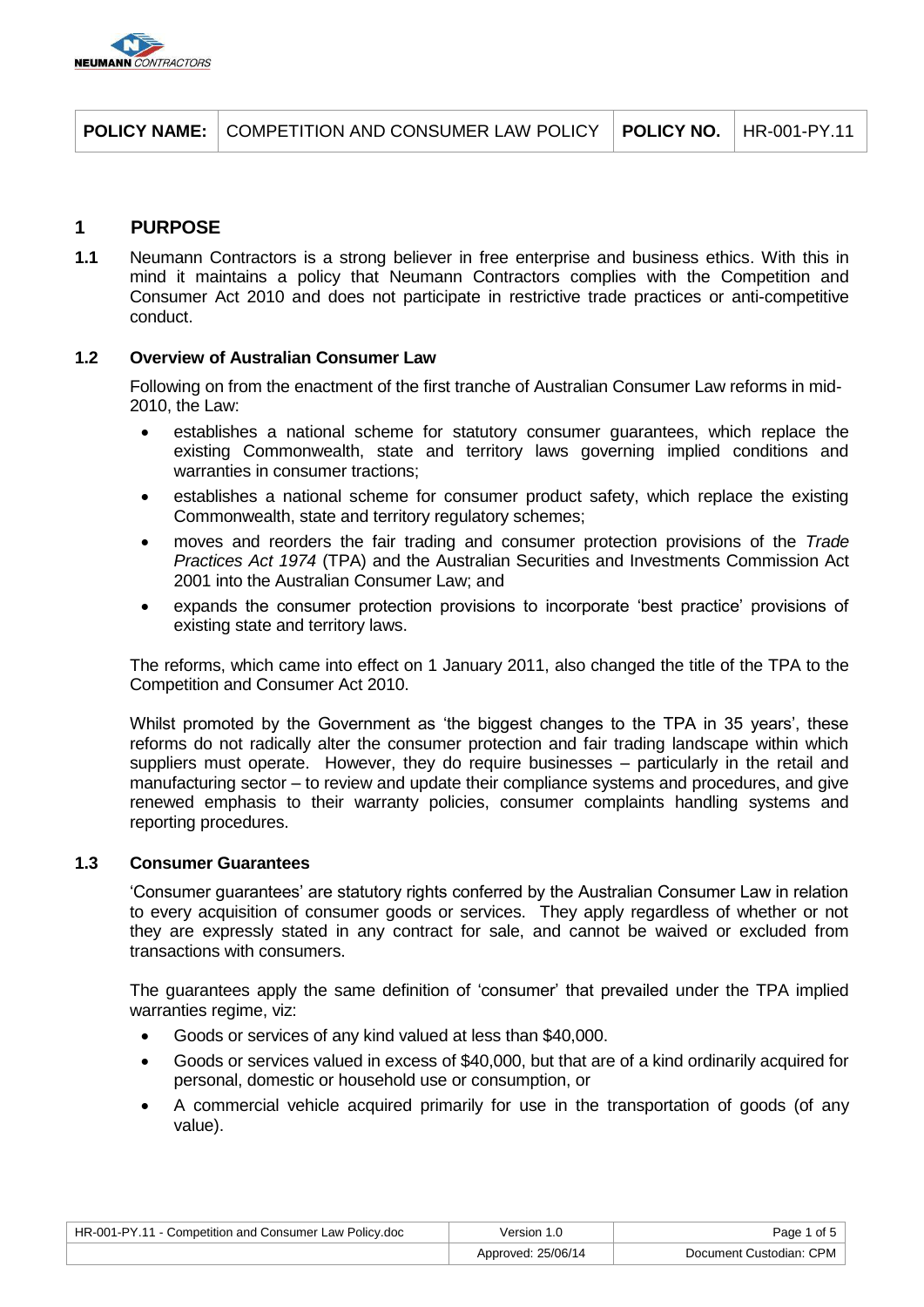| POLICY NAME: | COMPETITION AND CONSUMER LAW POLICY | POLICY NO. | HR-001-PY.11 |
|---|---|---|---|

## 1 PURPOSE

**1.1** Neumann Contractors is a strong believer in free enterprise and business ethics. With this in mind it maintains a policy that Neumann Contractors complies with the Competition and Consumer Act 2010 and does not participate in restrictive trade practices or anti-competitive conduct.

### 1.2 Overview of Australian Consumer Law

Following on from the enactment of the first tranche of Australian Consumer Law reforms in mid-2010, the Law:

- establishes a national scheme for statutory consumer guarantees, which replace the existing Commonwealth, state and territory laws governing implied conditions and warranties in consumer tractions;
- establishes a national scheme for consumer product safety, which replace the existing Commonwealth, state and territory regulatory schemes;
- moves and reorders the fair trading and consumer protection provisions of the *Trade Practices Act 1974* (TPA) and the Australian Securities and Investments Commission Act 2001 into the Australian Consumer Law; and
- expands the consumer protection provisions to incorporate 'best practice' provisions of existing state and territory laws.

The reforms, which came into effect on 1 January 2011, also changed the title of the TPA to the Competition and Consumer Act 2010.

Whilst promoted by the Government as 'the biggest changes to the TPA in 35 years', these reforms do not radically alter the consumer protection and fair trading landscape within which suppliers must operate. However, they do require businesses – particularly in the retail and manufacturing sector – to review and update their compliance systems and procedures, and give renewed emphasis to their warranty policies, consumer complaints handling systems and reporting procedures.

### 1.3 Consumer Guarantees

'Consumer guarantees' are statutory rights conferred by the Australian Consumer Law in relation to every acquisition of consumer goods or services. They apply regardless of whether or not they are expressly stated in any contract for sale, and cannot be waived or excluded from transactions with consumers.

The guarantees apply the same definition of 'consumer' that prevailed under the TPA implied warranties regime, viz:

- Goods or services of any kind valued at less than $40,000.
- Goods or services valued in excess of $40,000, but that are of a kind ordinarily acquired for personal, domestic or household use or consumption, or
- A commercial vehicle acquired primarily for use in the transportation of goods (of any value).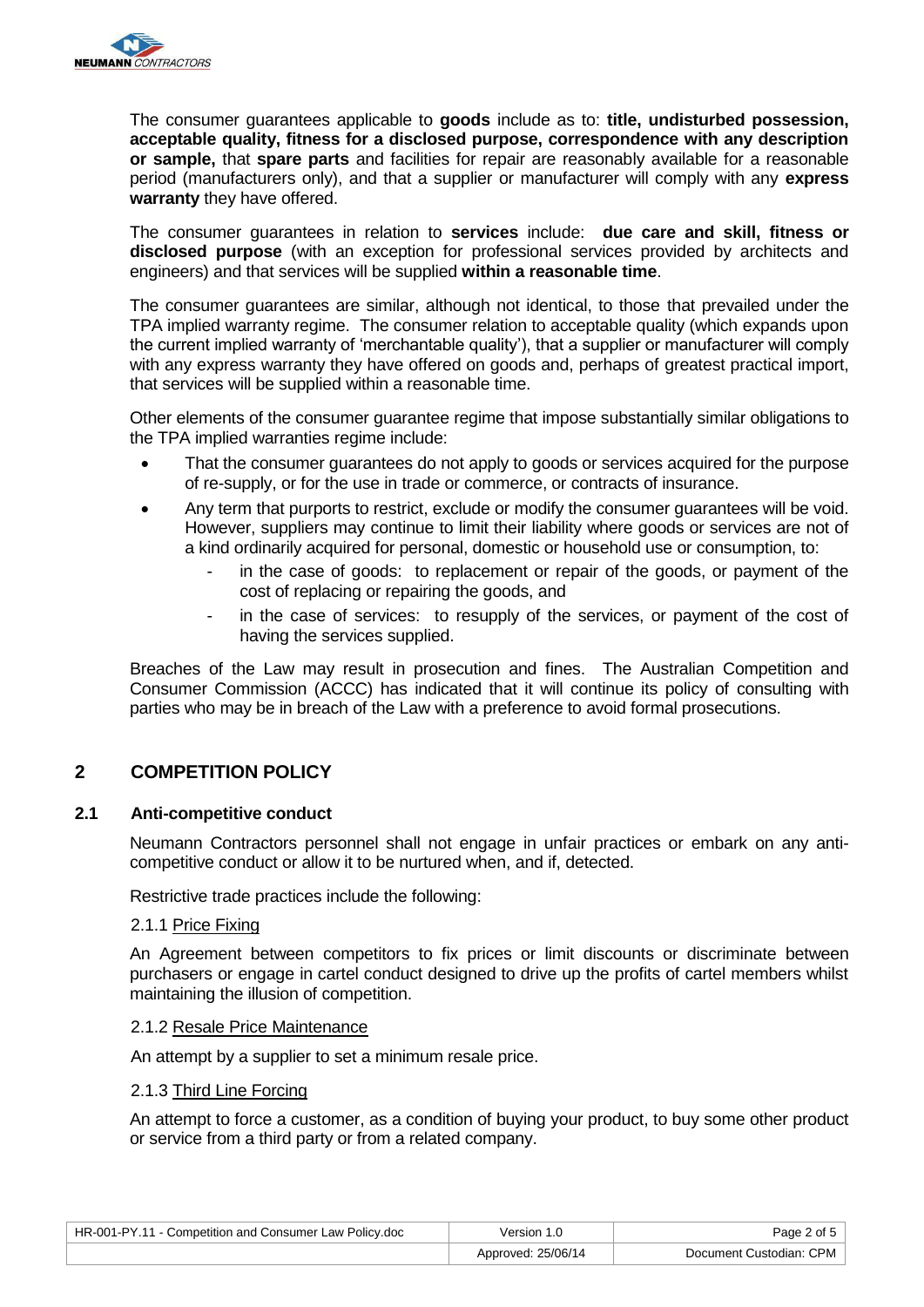The consumer guarantees applicable to **goods** include as to: **title, undisturbed possession, acceptable quality, fitness for a disclosed purpose, correspondence with any description or sample,** that **spare parts** and facilities for repair are reasonably available for a reasonable period (manufacturers only), and that a supplier or manufacturer will comply with any **express warranty** they have offered.

The consumer guarantees in relation to **services** include: **due care and skill, fitness or disclosed purpose** (with an exception for professional services provided by architects and engineers) and that services will be supplied **within a reasonable time**.

The consumer guarantees are similar, although not identical, to those that prevailed under the TPA implied warranty regime. The consumer relation to acceptable quality (which expands upon the current implied warranty of 'merchantable quality'), that a supplier or manufacturer will comply with any express warranty they have offered on goods and, perhaps of greatest practical import, that services will be supplied within a reasonable time.

Other elements of the consumer guarantee regime that impose substantially similar obligations to the TPA implied warranties regime include:

- That the consumer guarantees do not apply to goods or services acquired for the purpose of re-supply, or for the use in trade or commerce, or contracts of insurance.
- Any term that purports to restrict, exclude or modify the consumer guarantees will be void. However, suppliers may continue to limit their liability where goods or services are not of a kind ordinarily acquired for personal, domestic or household use or consumption, to:
  - in the case of goods: to replacement or repair of the goods, or payment of the cost of replacing or repairing the goods, and
  - in the case of services: to resupply of the services, or payment of the cost of having the services supplied.

Breaches of the Law may result in prosecution and fines. The Australian Competition and Consumer Commission (ACCC) has indicated that it will continue its policy of consulting with parties who may be in breach of the Law with a preference to avoid formal prosecutions.

## 2 COMPETITION POLICY

### 2.1 Anti-competitive conduct

Neumann Contractors personnel shall not engage in unfair practices or embark on any anti-competitive conduct or allow it to be nurtured when, and if, detected.

Restrictive trade practices include the following:

#### 2.1.1 Price Fixing

An Agreement between competitors to fix prices or limit discounts or discriminate between purchasers or engage in cartel conduct designed to drive up the profits of cartel members whilst maintaining the illusion of competition.

#### 2.1.2 Resale Price Maintenance

An attempt by a supplier to set a minimum resale price.

#### 2.1.3 Third Line Forcing

An attempt to force a customer, as a condition of buying your product, to buy some other product or service from a third party or from a related company.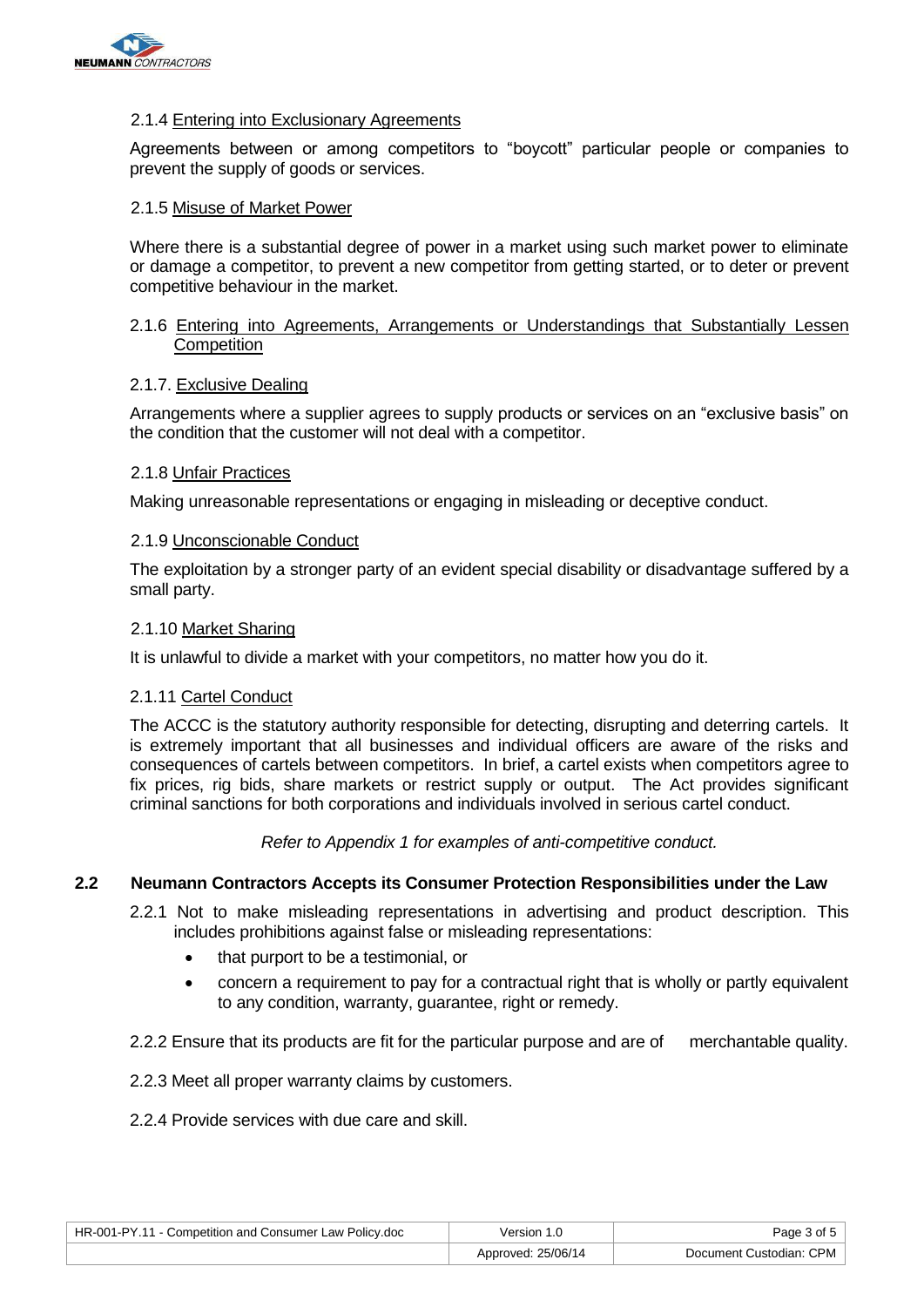#### 2.1.4 Entering into Exclusionary Agreements

Agreements between or among competitors to "boycott" particular people or companies to prevent the supply of goods or services.

#### 2.1.5 Misuse of Market Power

Where there is a substantial degree of power in a market using such market power to eliminate or damage a competitor, to prevent a new competitor from getting started, or to deter or prevent competitive behaviour in the market.

#### 2.1.6 Entering into Agreements, Arrangements or Understandings that Substantially Lessen Competition

#### 2.1.7. Exclusive Dealing

Arrangements where a supplier agrees to supply products or services on an "exclusive basis" on the condition that the customer will not deal with a competitor.

#### 2.1.8 Unfair Practices

Making unreasonable representations or engaging in misleading or deceptive conduct.

#### 2.1.9 Unconscionable Conduct

The exploitation by a stronger party of an evident special disability or disadvantage suffered by a small party.

#### 2.1.10 Market Sharing

It is unlawful to divide a market with your competitors, no matter how you do it.

#### 2.1.11 Cartel Conduct

The ACCC is the statutory authority responsible for detecting, disrupting and deterring cartels. It is extremely important that all businesses and individual officers are aware of the risks and consequences of cartels between competitors. In brief, a cartel exists when competitors agree to fix prices, rig bids, share markets or restrict supply or output. The Act provides significant criminal sanctions for both corporations and individuals involved in serious cartel conduct.

*Refer to Appendix 1 for examples of anti-competitive conduct.*

### 2.2 Neumann Contractors Accepts its Consumer Protection Responsibilities under the Law

2.2.1 Not to make misleading representations in advertising and product description. This includes prohibitions against false or misleading representations:

- that purport to be a testimonial, or
- concern a requirement to pay for a contractual right that is wholly or partly equivalent to any condition, warranty, guarantee, right or remedy.

2.2.2 Ensure that its products are fit for the particular purpose and are of merchantable quality.

2.2.3 Meet all proper warranty claims by customers.

2.2.4 Provide services with due care and skill.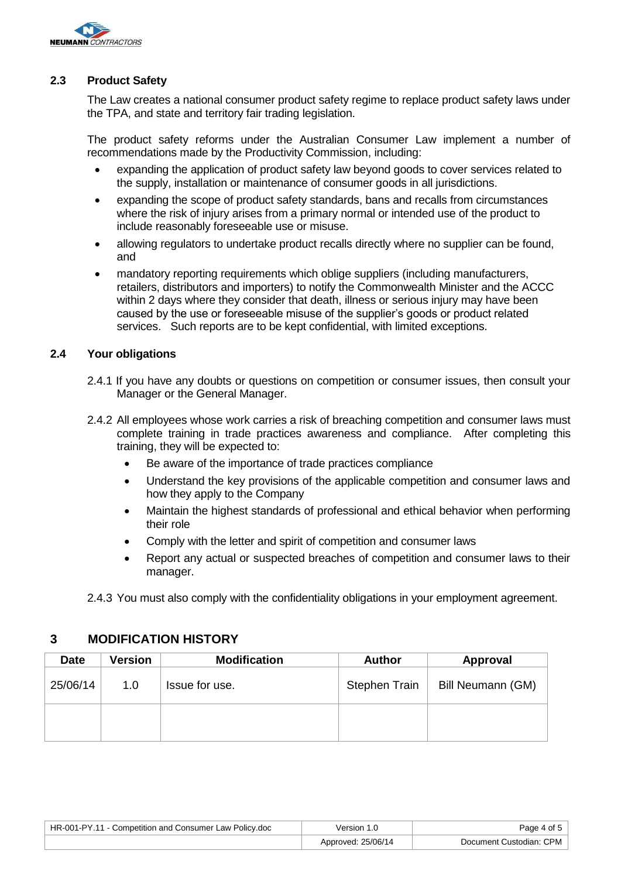### 2.3 Product Safety

The Law creates a national consumer product safety regime to replace product safety laws under the TPA, and state and territory fair trading legislation.

The product safety reforms under the Australian Consumer Law implement a number of recommendations made by the Productivity Commission, including:

- expanding the application of product safety law beyond goods to cover services related to the supply, installation or maintenance of consumer goods in all jurisdictions.
- expanding the scope of product safety standards, bans and recalls from circumstances where the risk of injury arises from a primary normal or intended use of the product to include reasonably foreseeable use or misuse.
- allowing regulators to undertake product recalls directly where no supplier can be found, and
- mandatory reporting requirements which oblige suppliers (including manufacturers, retailers, distributors and importers) to notify the Commonwealth Minister and the ACCC within 2 days where they consider that death, illness or serious injury may have been caused by the use or foreseeable misuse of the supplier's goods or product related services. Such reports are to be kept confidential, with limited exceptions.

### 2.4 Your obligations

2.4.1 If you have any doubts or questions on competition or consumer issues, then consult your Manager or the General Manager.

2.4.2 All employees whose work carries a risk of breaching competition and consumer laws must complete training in trade practices awareness and compliance. After completing this training, they will be expected to:

- Be aware of the importance of trade practices compliance
- Understand the key provisions of the applicable competition and consumer laws and how they apply to the Company
- Maintain the highest standards of professional and ethical behavior when performing their role
- Comply with the letter and spirit of competition and consumer laws
- Report any actual or suspected breaches of competition and consumer laws to their manager.

2.4.3 You must also comply with the confidentiality obligations in your employment agreement.

## 3 MODIFICATION HISTORY

| Date | Version | Modification | Author | Approval |
|---|---|---|---|---|
| 25/06/14 | 1.0 | Issue for use. | Stephen Train | Bill Neumann (GM) |
| | | | | |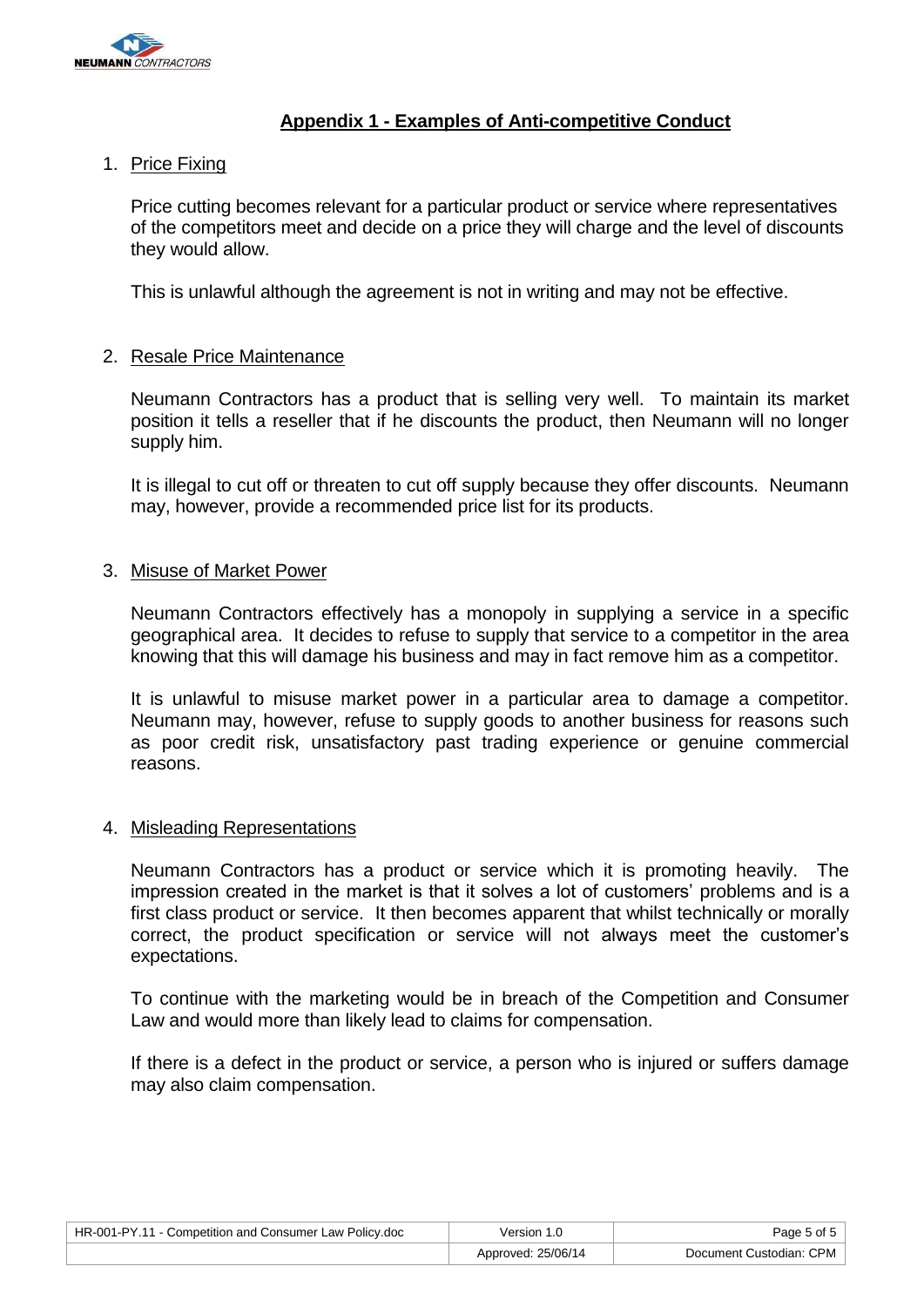## Appendix 1 - Examples of Anti-competitive Conduct

1. Price Fixing

   Price cutting becomes relevant for a particular product or service where representatives of the competitors meet and decide on a price they will charge and the level of discounts they would allow.

   This is unlawful although the agreement is not in writing and may not be effective.

2. Resale Price Maintenance

   Neumann Contractors has a product that is selling very well. To maintain its market position it tells a reseller that if he discounts the product, then Neumann will no longer supply him.

   It is illegal to cut off or threaten to cut off supply because they offer discounts. Neumann may, however, provide a recommended price list for its products.

3. Misuse of Market Power

   Neumann Contractors effectively has a monopoly in supplying a service in a specific geographical area. It decides to refuse to supply that service to a competitor in the area knowing that this will damage his business and may in fact remove him as a competitor.

   It is unlawful to misuse market power in a particular area to damage a competitor. Neumann may, however, refuse to supply goods to another business for reasons such as poor credit risk, unsatisfactory past trading experience or genuine commercial reasons.

4. Misleading Representations

   Neumann Contractors has a product or service which it is promoting heavily. The impression created in the market is that it solves a lot of customers' problems and is a first class product or service. It then becomes apparent that whilst technically or morally correct, the product specification or service will not always meet the customer's expectations.

   To continue with the marketing would be in breach of the Competition and Consumer Law and would more than likely lead to claims for compensation.

   If there is a defect in the product or service, a person who is injured or suffers damage may also claim compensation.